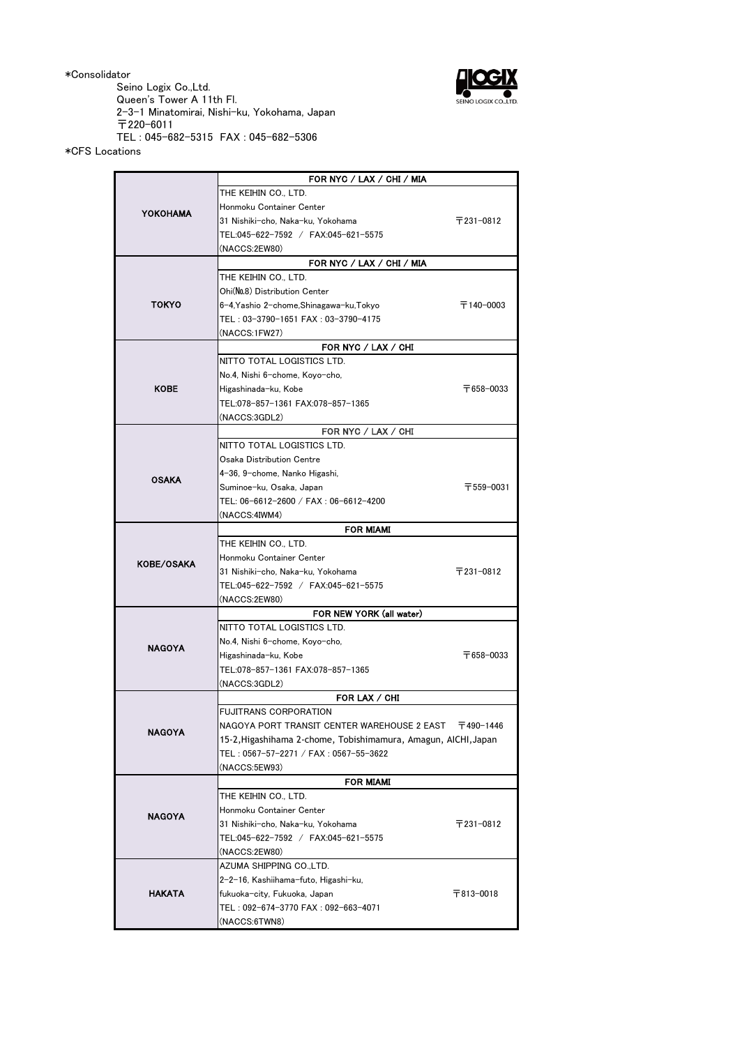*Consolidator

Seino Logix Co.,Ltd.
Queen's Tower A 11th Fl.
2-3-1 Minatomirai, Nishi-ku, Yokohama, Japan
〒220-6011
TEL : 045-682-5315　FAX : 045-682-5306

*CFS Locations

| | |
|---|---|
| **YOKOHAMA** | **FOR NYC / LAX / CHI / MIA**<br>THE KEIHIN CO., LTD.<br>Honmoku Container Center<br>31 Nishiki-cho, Naka-ku, Yokohama　〒231-0812<br>TEL:045-622-7592　/　FAX:045-621-5575<br>(NACCS:2EW80) |
| **TOKYO** | **FOR NYC / LAX / CHI / MIA**<br>THE KEIHIN CO., LTD.<br>Ohi(№8) Distribution Center<br>6-4,Yashio 2-chome,Shinagawa-ku,Tokyo　〒140-0003<br>TEL : 03-3790-1651 FAX : 03-3790-4175<br>(NACCS:1FW27) |
| **KOBE** | **FOR NYC / LAX / CHI**<br>NITTO TOTAL LOGISTICS LTD.<br>No.4, Nishi 6-chome, Koyo-cho,<br>Higashinada-ku, Kobe　〒658-0033<br>TEL:078-857-1361 FAX:078-857-1365<br>(NACCS:3GDL2) |
| **OSAKA** | **FOR NYC / LAX / CHI**<br>NITTO TOTAL LOGISTICS LTD.<br>Osaka Distribution Centre<br>4-36, 9-chome, Nanko Higashi,<br>Suminoe-ku, Osaka, Japan　〒559-0031<br>TEL: 06-6612-2600 / FAX : 06-6612-4200<br>(NACCS:4IWM4) |
| **KOBE/OSAKA** | **FOR MIAMI**<br>THE KEIHIN CO., LTD.<br>Honmoku Container Center<br>31 Nishiki-cho, Naka-ku, Yokohama　〒231-0812<br>TEL:045-622-7592　/　FAX:045-621-5575<br>(NACCS:2EW80) |
| **NAGOYA** | **FOR NEW YORK (all water)**<br>NITTO TOTAL LOGISTICS LTD.<br>No.4, Nishi 6-chome, Koyo-cho,<br>Higashinada-ku, Kobe　〒658-0033<br>TEL:078-857-1361 FAX:078-857-1365<br>(NACCS:3GDL2) |
| **NAGOYA** | **FOR LAX / CHI**<br>FUJITRANS CORPORATION<br>NAGOYA PORT TRANSIT CENTER WAREHOUSE 2 EAST　〒490-1446<br>15-2,Higashihama 2-chome, Tobishimamura, Amagun, AICHI,Japan<br>TEL : 0567-57-2271 / FAX : 0567-55-3622<br>(NACCS:5EW93) |
| **NAGOYA** | **FOR MIAMI**<br>THE KEIHIN CO., LTD.<br>Honmoku Container Center<br>31 Nishiki-cho, Naka-ku, Yokohama　〒231-0812<br>TEL:045-622-7592　/　FAX:045-621-5575<br>(NACCS:2EW80) |
| **HAKATA** | AZUMA SHIPPING CO.,LTD.<br>2-2-16, Kashiihama-futo, Higashi-ku,<br>fukuoka-city, Fukuoka, Japan　〒813-0018<br>TEL : 092-674-3770 FAX : 092-663-4071<br>(NACCS:6TWN8) |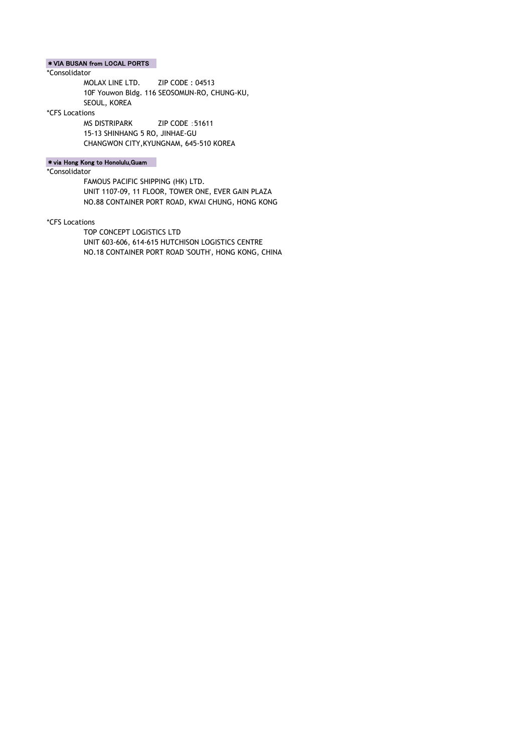**＊VIA BUSAN from LOCAL PORTS**

*Consolidator

MOLAX LINE LTD.　　ZIP CODE : 04513
10F Youwon Bldg. 116 SEOSOMUN-RO, CHUNG-KU,
SEOUL, KOREA

*CFS Locations

MS DISTRIPARK　　ZIP CODE：51611
15-13 SHINHANG 5 RO, JINHAE-GU
CHANGWON CITY,KYUNGNAM, 645-510 KOREA

**＊via Hong Kong to Honolulu,Guam**

*Consolidator

FAMOUS PACIFIC SHIPPING (HK) LTD.
UNIT 1107-09, 11 FLOOR, TOWER ONE, EVER GAIN PLAZA
NO.88 CONTAINER PORT ROAD, KWAI CHUNG, HONG KONG

*CFS Locations

TOP CONCEPT LOGISTICS LTD
UNIT 603-606, 614-615 HUTCHISON LOGISTICS CENTRE
NO.18 CONTAINER PORT ROAD 'SOUTH', HONG KONG, CHINA